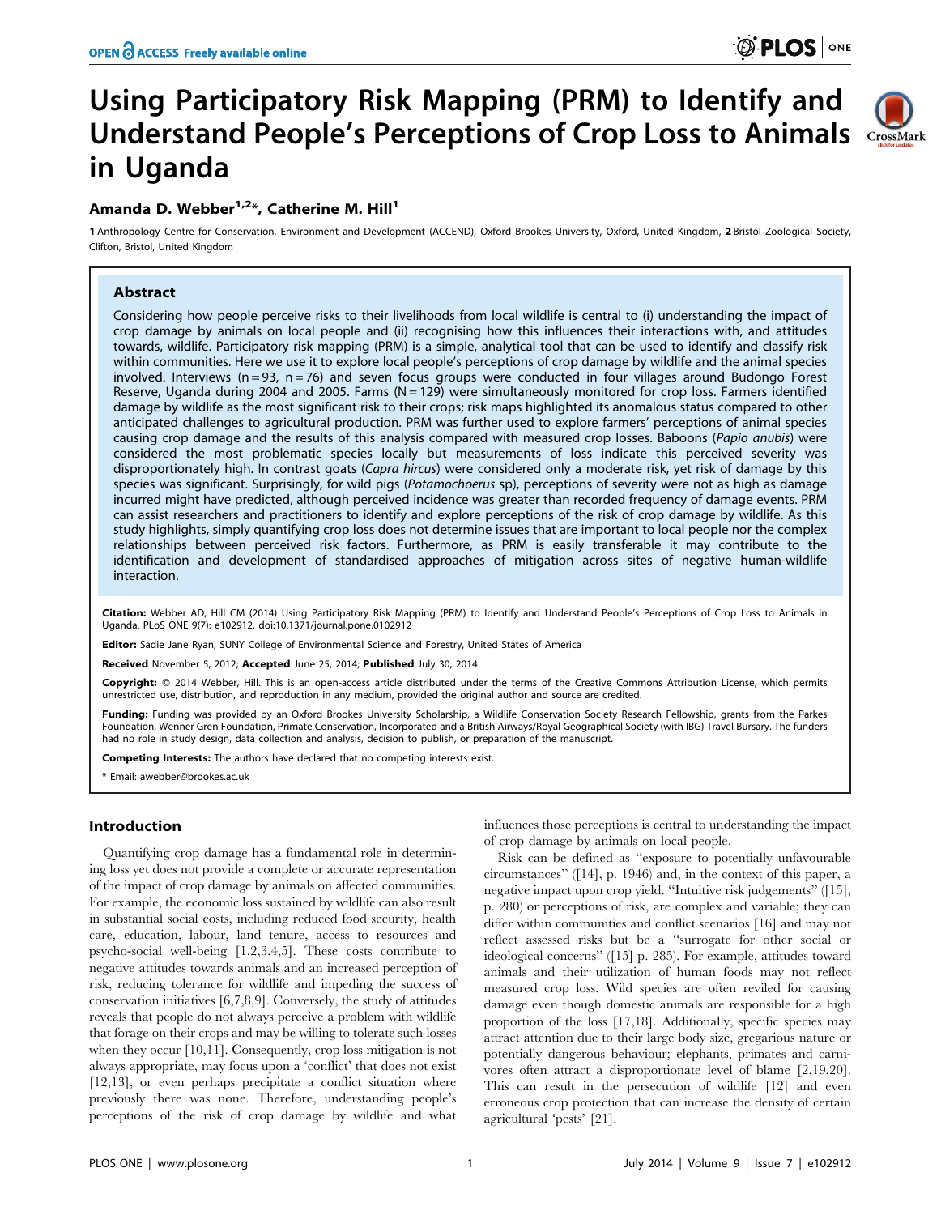# Using Participatory Risk Mapping (PRM) to Identify and Understand People's Perceptions of Crop Loss to Animals in Uganda

**Amanda D. Webber[1,2]*, Catherine M. Hill[1]**

1 Anthropology Centre for Conservation, Environment and Development (ACCEND), Oxford Brookes University, Oxford, United Kingdom, 2 Bristol Zoological Society, Clifton, Bristol, United Kingdom

## Abstract

Considering how people perceive risks to their livelihoods from local wildlife is central to (i) understanding the impact of crop damage by animals on local people and (ii) recognising how this influences their interactions with, and attitudes towards, wildlife. Participatory risk mapping (PRM) is a simple, analytical tool that can be used to identify and classify risk within communities. Here we use it to explore local people's perceptions of crop damage by wildlife and the animal species involved. Interviews (n = 93, n = 76) and seven focus groups were conducted in four villages around Budongo Forest Reserve, Uganda during 2004 and 2005. Farms (N = 129) were simultaneously monitored for crop loss. Farmers identified damage by wildlife as the most significant risk to their crops; risk maps highlighted its anomalous status compared to other anticipated challenges to agricultural production. PRM was further used to explore farmers' perceptions of animal species causing crop damage and the results of this analysis compared with measured crop losses. Baboons (*Papio anubis*) were considered the most problematic species locally but measurements of loss indicate this perceived severity was disproportionately high. In contrast goats (*Capra hircus*) were considered only a moderate risk, yet risk of damage by this species was significant. Surprisingly, for wild pigs (*Potamochoerus* sp), perceptions of severity were not as high as damage incurred might have predicted, although perceived incidence was greater than recorded frequency of damage events. PRM can assist researchers and practitioners to identify and explore perceptions of the risk of crop damage by wildlife. As this study highlights, simply quantifying crop loss does not determine issues that are important to local people nor the complex relationships between perceived risk factors. Furthermore, as PRM is easily transferable it may contribute to the identification and development of standardised approaches of mitigation across sites of negative human-wildlife interaction.

**Citation:** Webber AD, Hill CM (2014) Using Participatory Risk Mapping (PRM) to Identify and Understand People's Perceptions of Crop Loss to Animals in Uganda. PLoS ONE 9(7): e102912. doi:10.1371/journal.pone.0102912

**Editor:** Sadie Jane Ryan, SUNY College of Environmental Science and Forestry, United States of America

**Received** November 5, 2012; **Accepted** June 25, 2014; **Published** July 30, 2014

**Copyright:** © 2014 Webber, Hill. This is an open-access article distributed under the terms of the Creative Commons Attribution License, which permits unrestricted use, distribution, and reproduction in any medium, provided the original author and source are credited.

**Funding:** Funding was provided by an Oxford Brookes University Scholarship, a Wildlife Conservation Society Research Fellowship, grants from the Parkes Foundation, Wenner Gren Foundation, Primate Conservation, Incorporated and a British Airways/Royal Geographical Society (with IBG) Travel Bursary. The funders had no role in study design, data collection and analysis, decision to publish, or preparation of the manuscript.

**Competing Interests:** The authors have declared that no competing interests exist.

\* Email: awebber@brookes.ac.uk

## Introduction

Quantifying crop damage has a fundamental role in determining loss yet does not provide a complete or accurate representation of the impact of crop damage by animals on affected communities. For example, the economic loss sustained by wildlife can also result in substantial social costs, including reduced food security, health care, education, labour, land tenure, access to resources and psycho-social well-being [1,2,3,4,5]. These costs contribute to negative attitudes towards animals and an increased perception of risk, reducing tolerance for wildlife and impeding the success of conservation initiatives [6,7,8,9]. Conversely, the study of attitudes reveals that people do not always perceive a problem with wildlife that forage on their crops and may be willing to tolerate such losses when they occur [10,11]. Consequently, crop loss mitigation is not always appropriate, may focus upon a 'conflict' that does not exist [12,13], or even perhaps precipitate a conflict situation where previously there was none. Therefore, understanding people's perceptions of the risk of crop damage by wildlife and what influences those perceptions is central to understanding the impact of crop damage by animals on local people.

Risk can be defined as "exposure to potentially unfavourable circumstances" ([14], p. 1946) and, in the context of this paper, a negative impact upon crop yield. "Intuitive risk judgements" ([15], p. 280) or perceptions of risk, are complex and variable; they can differ within communities and conflict scenarios [16] and may not reflect assessed risks but be a "surrogate for other social or ideological concerns" ([15] p. 285). For example, attitudes toward animals and their utilization of human foods may not reflect measured crop loss. Wild species are often reviled for causing damage even though domestic animals are responsible for a high proportion of the loss [17,18]. Additionally, specific species may attract attention due to their large body size, gregarious nature or potentially dangerous behaviour; elephants, primates and carnivores often attract a disproportionate level of blame [2,19,20]. This can result in the persecution of wildlife [12] and even erroneous crop protection that can increase the density of certain agricultural 'pests' [21].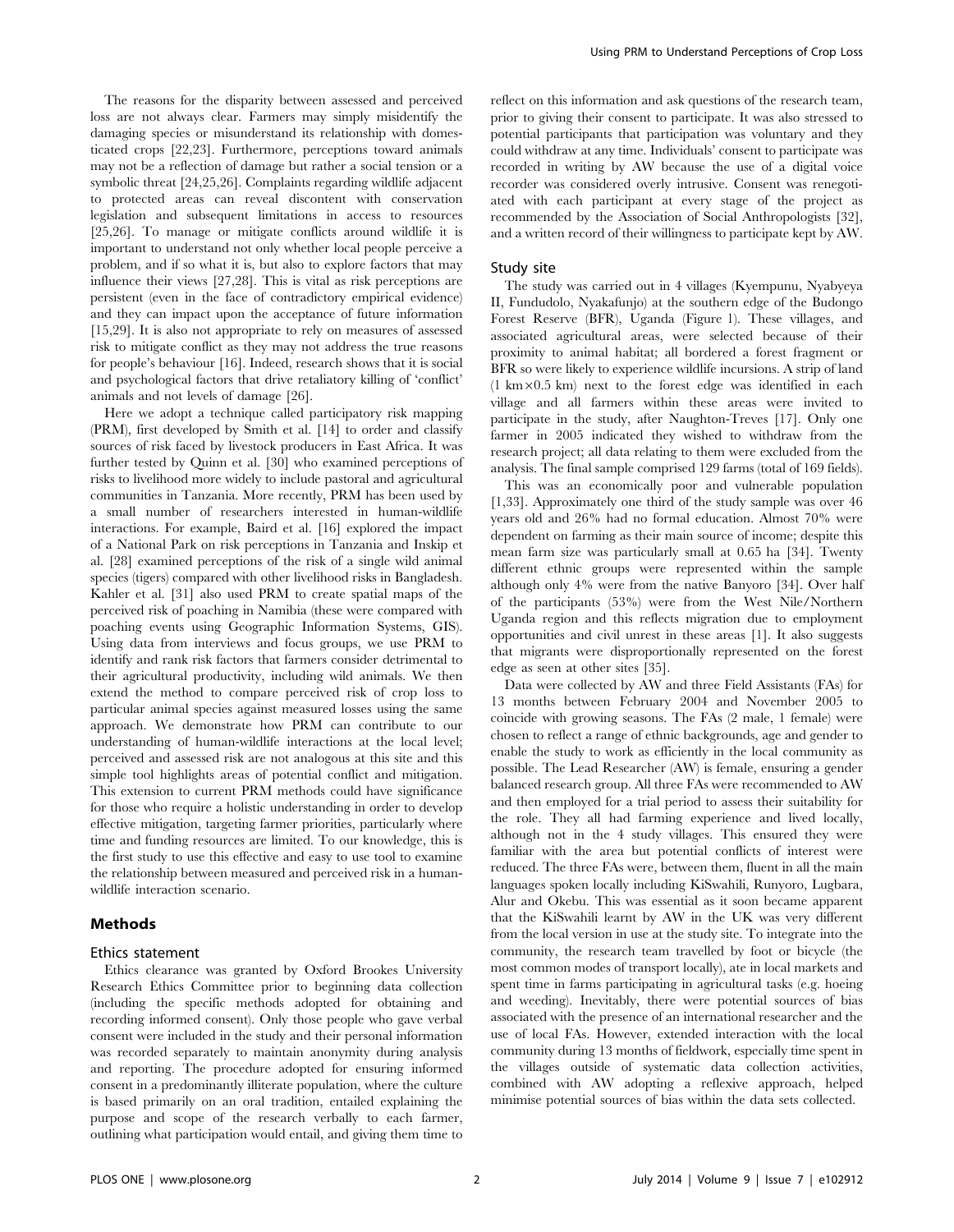The reasons for the disparity between assessed and perceived loss are not always clear. Farmers may simply misidentify the damaging species or misunderstand its relationship with domesticated crops [22,23]. Furthermore, perceptions toward animals may not be a reflection of damage but rather a social tension or a symbolic threat [24,25,26]. Complaints regarding wildlife adjacent to protected areas can reveal discontent with conservation legislation and subsequent limitations in access to resources [25,26]. To manage or mitigate conflicts around wildlife it is important to understand not only whether local people perceive a problem, and if so what it is, but also to explore factors that may influence their views [27,28]. This is vital as risk perceptions are persistent (even in the face of contradictory empirical evidence) and they can impact upon the acceptance of future information [15,29]. It is also not appropriate to rely on measures of assessed risk to mitigate conflict as they may not address the true reasons for people's behaviour [16]. Indeed, research shows that it is social and psychological factors that drive retaliatory killing of 'conflict' animals and not levels of damage [26].

Here we adopt a technique called participatory risk mapping (PRM), first developed by Smith et al. [14] to order and classify sources of risk faced by livestock producers in East Africa. It was further tested by Quinn et al. [30] who examined perceptions of risks to livelihood more widely to include pastoral and agricultural communities in Tanzania. More recently, PRM has been used by a small number of researchers interested in human-wildlife interactions. For example, Baird et al. [16] explored the impact of a National Park on risk perceptions in Tanzania and Inskip et al. [28] examined perceptions of the risk of a single wild animal species (tigers) compared with other livelihood risks in Bangladesh. Kahler et al. [31] also used PRM to create spatial maps of the perceived risk of poaching in Namibia (these were compared with poaching events using Geographic Information Systems, GIS). Using data from interviews and focus groups, we use PRM to identify and rank risk factors that farmers consider detrimental to their agricultural productivity, including wild animals. We then extend the method to compare perceived risk of crop loss to particular animal species against measured losses using the same approach. We demonstrate how PRM can contribute to our understanding of human-wildlife interactions at the local level; perceived and assessed risk are not analogous at this site and this simple tool highlights areas of potential conflict and mitigation. This extension to current PRM methods could have significance for those who require a holistic understanding in order to develop effective mitigation, targeting farmer priorities, particularly where time and funding resources are limited. To our knowledge, this is the first study to use this effective and easy to use tool to examine the relationship between measured and perceived risk in a human-wildlife interaction scenario.

## Methods

### Ethics statement

Ethics clearance was granted by Oxford Brookes University Research Ethics Committee prior to beginning data collection (including the specific methods adopted for obtaining and recording informed consent). Only those people who gave verbal consent were included in the study and their personal information was recorded separately to maintain anonymity during analysis and reporting. The procedure adopted for ensuring informed consent in a predominantly illiterate population, where the culture is based primarily on an oral tradition, entailed explaining the purpose and scope of the research verbally to each farmer, outlining what participation would entail, and giving them time to reflect on this information and ask questions of the research team, prior to giving their consent to participate. It was also stressed to potential participants that participation was voluntary and they could withdraw at any time. Individuals' consent to participate was recorded in writing by AW because the use of a digital voice recorder was considered overly intrusive. Consent was renegotiated with each participant at every stage of the project as recommended by the Association of Social Anthropologists [32], and a written record of their willingness to participate kept by AW.

### Study site

The study was carried out in 4 villages (Kyempunu, Nyabyeya II, Fundudolo, Nyakafunjo) at the southern edge of the Budongo Forest Reserve (BFR), Uganda (Figure 1). These villages, and associated agricultural areas, were selected because of their proximity to animal habitat; all bordered a forest fragment or BFR so were likely to experience wildlife incursions. A strip of land (1 km×0.5 km) next to the forest edge was identified in each village and all farmers within these areas were invited to participate in the study, after Naughton-Treves [17]. Only one farmer in 2005 indicated they wished to withdraw from the research project; all data relating to them were excluded from the analysis. The final sample comprised 129 farms (total of 169 fields).

This was an economically poor and vulnerable population [1,33]. Approximately one third of the study sample was over 46 years old and 26% had no formal education. Almost 70% were dependent on farming as their main source of income; despite this mean farm size was particularly small at 0.65 ha [34]. Twenty different ethnic groups were represented within the sample although only 4% were from the native Banyoro [34]. Over half of the participants (53%) were from the West Nile/Northern Uganda region and this reflects migration due to employment opportunities and civil unrest in these areas [1]. It also suggests that migrants were disproportionally represented on the forest edge as seen at other sites [35].

Data were collected by AW and three Field Assistants (FAs) for 13 months between February 2004 and November 2005 to coincide with growing seasons. The FAs (2 male, 1 female) were chosen to reflect a range of ethnic backgrounds, age and gender to enable the study to work as efficiently in the local community as possible. The Lead Researcher (AW) is female, ensuring a gender balanced research group. All three FAs were recommended to AW and then employed for a trial period to assess their suitability for the role. They all had farming experience and lived locally, although not in the 4 study villages. This ensured they were familiar with the area but potential conflicts of interest were reduced. The three FAs were, between them, fluent in all the main languages spoken locally including KiSwahili, Runyoro, Lugbara, Alur and Okebu. This was essential as it soon became apparent that the KiSwahili learnt by AW in the UK was very different from the local version in use at the study site. To integrate into the community, the research team travelled by foot or bicycle (the most common modes of transport locally), ate in local markets and spent time in farms participating in agricultural tasks (e.g. hoeing and weeding). Inevitably, there were potential sources of bias associated with the presence of an international researcher and the use of local FAs. However, extended interaction with the local community during 13 months of fieldwork, especially time spent in the villages outside of systematic data collection activities, combined with AW adopting a reflexive approach, helped minimise potential sources of bias within the data sets collected.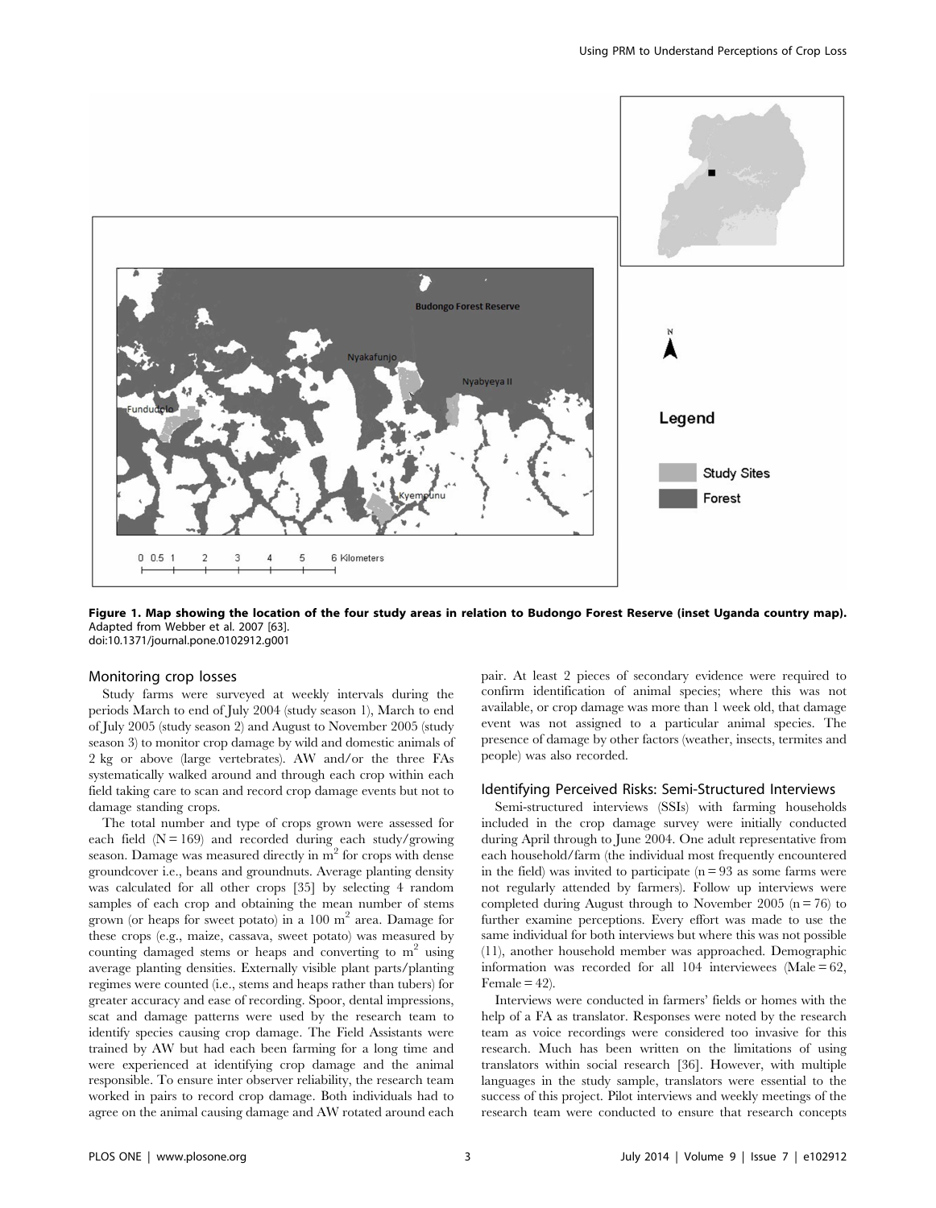Figure 1. Map showing the location of the four study areas in relation to Budongo Forest Reserve (inset Uganda country map). Adapted from Webber et al. 2007 [63].
doi:10.1371/journal.pone.0102912.g001

### Monitoring crop losses

Study farms were surveyed at weekly intervals during the periods March to end of July 2004 (study season 1), March to end of July 2005 (study season 2) and August to November 2005 (study season 3) to monitor crop damage by wild and domestic animals of 2 kg or above (large vertebrates). AW and/or the three FAs systematically walked around and through each crop within each field taking care to scan and record crop damage events but not to damage standing crops.

The total number and type of crops grown were assessed for each field (N = 169) and recorded during each study/growing season. Damage was measured directly in $m^2$ for crops with dense groundcover i.e., beans and groundnuts. Average planting density was calculated for all other crops [35] by selecting 4 random samples of each crop and obtaining the mean number of stems grown (or heaps for sweet potato) in a 100 $m^2$ area. Damage for these crops (e.g., maize, cassava, sweet potato) was measured by counting damaged stems or heaps and converting to $m^2$ using average planting densities. Externally visible plant parts/planting regimes were counted (i.e., stems and heaps rather than tubers) for greater accuracy and ease of recording. Spoor, dental impressions, scat and damage patterns were used by the research team to identify species causing crop damage. The Field Assistants were trained by AW but had each been farming for a long time and were experienced at identifying crop damage and the animal responsible. To ensure inter observer reliability, the research team worked in pairs to record crop damage. Both individuals had to agree on the animal causing damage and AW rotated around each pair. At least 2 pieces of secondary evidence were required to confirm identification of animal species; where this was not available, or crop damage was more than 1 week old, that damage event was not assigned to a particular animal species. The presence of damage by other factors (weather, insects, termites and people) was also recorded.

### Identifying Perceived Risks: Semi-Structured Interviews

Semi-structured interviews (SSIs) with farming households included in the crop damage survey were initially conducted during April through to June 2004. One adult representative from each household/farm (the individual most frequently encountered in the field) was invited to participate (n = 93 as some farms were not regularly attended by farmers). Follow up interviews were completed during August through to November 2005 (n = 76) to further examine perceptions. Every effort was made to use the same individual for both interviews but where this was not possible (11), another household member was approached. Demographic information was recorded for all 104 interviewees (Male = 62, Female = 42).

Interviews were conducted in farmers' fields or homes with the help of a FA as translator. Responses were noted by the research team as voice recordings were considered too invasive for this research. Much has been written on the limitations of using translators within social research [36]. However, with multiple languages in the study sample, translators were essential to the success of this project. Pilot interviews and weekly meetings of the research team were conducted to ensure that research concepts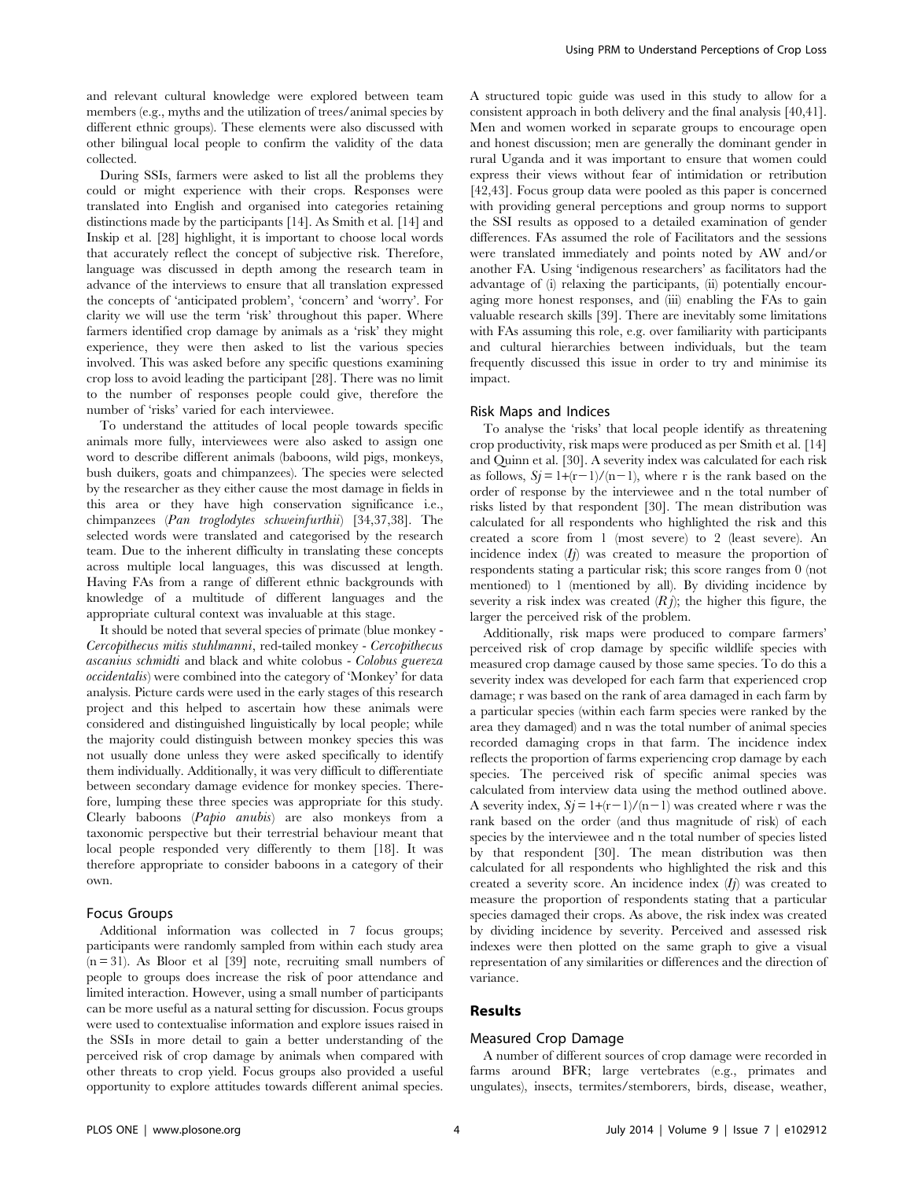and relevant cultural knowledge were explored between team members (e.g., myths and the utilization of trees/animal species by different ethnic groups). These elements were also discussed with other bilingual local people to confirm the validity of the data collected.

During SSIs, farmers were asked to list all the problems they could or might experience with their crops. Responses were translated into English and organised into categories retaining distinctions made by the participants [14]. As Smith et al. [14] and Inskip et al. [28] highlight, it is important to choose local words that accurately reflect the concept of subjective risk. Therefore, language was discussed in depth among the research team in advance of the interviews to ensure that all translation expressed the concepts of 'anticipated problem', 'concern' and 'worry'. For clarity we will use the term 'risk' throughout this paper. Where farmers identified crop damage by animals as a 'risk' they might experience, they were then asked to list the various species involved. This was asked before any specific questions examining crop loss to avoid leading the participant [28]. There was no limit to the number of responses people could give, therefore the number of 'risks' varied for each interviewee.

To understand the attitudes of local people towards specific animals more fully, interviewees were also asked to assign one word to describe different animals (baboons, wild pigs, monkeys, bush duikers, goats and chimpanzees). The species were selected by the researcher as they either cause the most damage in fields in this area or they have high conservation significance i.e., chimpanzees (*Pan troglodytes schweinfurthii*) [34,37,38]. The selected words were translated and categorised by the research team. Due to the inherent difficulty in translating these concepts across multiple local languages, this was discussed at length. Having FAs from a range of different ethnic backgrounds with knowledge of a multitude of different languages and the appropriate cultural context was invaluable at this stage.

It should be noted that several species of primate (blue monkey - *Cercopithecus mitis stuhlmanni*, red-tailed monkey - *Cercopithecus ascanius schmidti* and black and white colobus - *Colobus guereza occidentalis*) were combined into the category of 'Monkey' for data analysis. Picture cards were used in the early stages of this research project and this helped to ascertain how these animals were considered and distinguished linguistically by local people; while the majority could distinguish between monkey species this was not usually done unless they were asked specifically to identify them individually. Additionally, it was very difficult to differentiate between secondary damage evidence for monkey species. Therefore, lumping these three species was appropriate for this study. Clearly baboons (*Papio anubis*) are also monkeys from a taxonomic perspective but their terrestrial behaviour meant that local people responded very differently to them [18]. It was therefore appropriate to consider baboons in a category of their own.

### Focus Groups

Additional information was collected in 7 focus groups; participants were randomly sampled from within each study area ($n = 31$). As Bloor et al [39] note, recruiting small numbers of people to groups does increase the risk of poor attendance and limited interaction. However, using a small number of participants can be more useful as a natural setting for discussion. Focus groups were used to contextualise information and explore issues raised in the SSIs in more detail to gain a better understanding of the perceived risk of crop damage by animals when compared with other threats to crop yield. Focus groups also provided a useful opportunity to explore attitudes towards different animal species. A structured topic guide was used in this study to allow for a consistent approach in both delivery and the final analysis [40,41]. Men and women worked in separate groups to encourage open and honest discussion; men are generally the dominant gender in rural Uganda and it was important to ensure that women could express their views without fear of intimidation or retribution [42,43]. Focus group data were pooled as this paper is concerned with providing general perceptions and group norms to support the SSI results as opposed to a detailed examination of gender differences. FAs assumed the role of Facilitators and the sessions were translated immediately and points noted by AW and/or another FA. Using 'indigenous researchers' as facilitators had the advantage of (i) relaxing the participants, (ii) potentially encouraging more honest responses, and (iii) enabling the FAs to gain valuable research skills [39]. There are inevitably some limitations with FAs assuming this role, e.g. over familiarity with participants and cultural hierarchies between individuals, but the team frequently discussed this issue in order to try and minimise its impact.

### Risk Maps and Indices

To analyse the 'risks' that local people identify as threatening crop productivity, risk maps were produced as per Smith et al. [14] and Quinn et al. [30]. A severity index was calculated for each risk as follows, $Sj = 1+(r-1)/(n-1)$, where r is the rank based on the order of response by the interviewee and n the total number of risks listed by that respondent [30]. The mean distribution was calculated for all respondents who highlighted the risk and this created a score from 1 (most severe) to 2 (least severe). An incidence index ($Ij$) was created to measure the proportion of respondents stating a particular risk; this score ranges from 0 (not mentioned) to 1 (mentioned by all). By dividing incidence by severity a risk index was created ($Rj$); the higher this figure, the larger the perceived risk of the problem.

Additionally, risk maps were produced to compare farmers' perceived risk of crop damage by specific wildlife species with measured crop damage caused by those same species. To do this a severity index was developed for each farm that experienced crop damage; r was based on the rank of area damaged in each farm by a particular species (within each farm species were ranked by the area they damaged) and n was the total number of animal species recorded damaging crops in that farm. The incidence index reflects the proportion of farms experiencing crop damage by each species. The perceived risk of specific animal species was calculated from interview data using the method outlined above. A severity index, $Sj = 1+(r-1)/(n-1)$ was created where r was the rank based on the order (and thus magnitude of risk) of each species by the interviewee and n the total number of species listed by that respondent [30]. The mean distribution was then calculated for all respondents who highlighted the risk and this created a severity score. An incidence index ($Ij$) was created to measure the proportion of respondents stating that a particular species damaged their crops. As above, the risk index was created by dividing incidence by severity. Perceived and assessed risk indexes were then plotted on the same graph to give a visual representation of any similarities or differences and the direction of variance.

## Results

### Measured Crop Damage

A number of different sources of crop damage were recorded in farms around BFR; large vertebrates (e.g., primates and ungulates), insects, termites/stemborers, birds, disease, weather,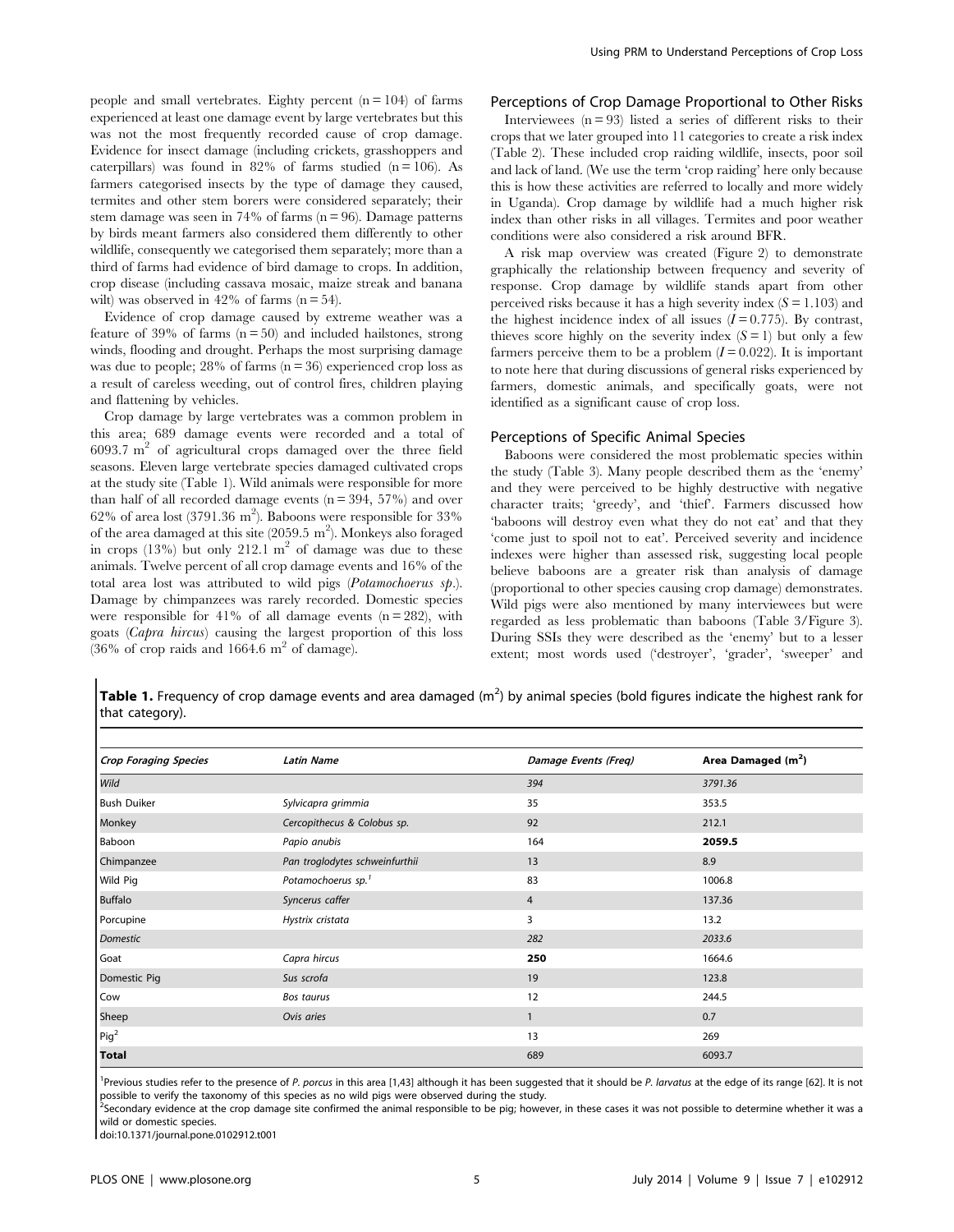people and small vertebrates. Eighty percent (n = 104) of farms experienced at least one damage event by large vertebrates but this was not the most frequently recorded cause of crop damage. Evidence for insect damage (including crickets, grasshoppers and caterpillars) was found in 82% of farms studied (n = 106). As farmers categorised insects by the type of damage they caused, termites and other stem borers were considered separately; their stem damage was seen in 74% of farms (n = 96). Damage patterns by birds meant farmers also considered them differently to other wildlife, consequently we categorised them separately; more than a third of farms had evidence of bird damage to crops. In addition, crop disease (including cassava mosaic, maize streak and banana wilt) was observed in 42% of farms (n = 54).

Evidence of crop damage caused by extreme weather was a feature of 39% of farms (n = 50) and included hailstones, strong winds, flooding and drought. Perhaps the most surprising damage was due to people; 28% of farms (n = 36) experienced crop loss as a result of careless weeding, out of control fires, children playing and flattening by vehicles.

Crop damage by large vertebrates was a common problem in this area; 689 damage events were recorded and a total of 6093.7 $m^2$ of agricultural crops damaged over the three field seasons. Eleven large vertebrate species damaged cultivated crops at the study site (Table 1). Wild animals were responsible for more than half of all recorded damage events (n = 394, 57%) and over 62% of area lost (3791.36 $m^2$). Baboons were responsible for 33% of the area damaged at this site (2059.5 $m^2$). Monkeys also foraged in crops (13%) but only 212.1 $m^2$ of damage was due to these animals. Twelve percent of all crop damage events and 16% of the total area lost was attributed to wild pigs (*Potamochoerus sp.*). Damage by chimpanzees was rarely recorded. Domestic species were responsible for 41% of all damage events (n = 282), with goats (*Capra hircus*) causing the largest proportion of this loss (36% of crop raids and 1664.6 $m^2$ of damage).

## Perceptions of Crop Damage Proportional to Other Risks

Interviewees (n = 93) listed a series of different risks to their crops that we later grouped into 11 categories to create a risk index (Table 2). These included crop raiding wildlife, insects, poor soil and lack of land. (We use the term 'crop raiding' here only because this is how these activities are referred to locally and more widely in Uganda). Crop damage by wildlife had a much higher risk index than other risks in all villages. Termites and poor weather conditions were also considered a risk around BFR.

A risk map overview was created (Figure 2) to demonstrate graphically the relationship between frequency and severity of response. Crop damage by wildlife stands apart from other perceived risks because it has a high severity index ($S = 1.103$) and the highest incidence index of all issues ($I = 0.775$). By contrast, thieves score highly on the severity index ($S = 1$) but only a few farmers perceive them to be a problem ($I = 0.022$). It is important to note here that during discussions of general risks experienced by farmers, domestic animals, and specifically goats, were not identified as a significant cause of crop loss.

## Perceptions of Specific Animal Species

Baboons were considered the most problematic species within the study (Table 3). Many people described them as the 'enemy' and they were perceived to be highly destructive with negative character traits; 'greedy', and 'thief'. Farmers discussed how 'baboons will destroy even what they do not eat' and that they 'come just to spoil not to eat'. Perceived severity and incidence indexes were higher than assessed risk, suggesting local people believe baboons are a greater risk than analysis of damage (proportional to other species causing crop damage) demonstrates. Wild pigs were also mentioned by many interviewees but were regarded as less problematic than baboons (Table 3/Figure 3). During SSIs they were described as the 'enemy' but to a lesser extent; most words used ('destroyer', 'grader', 'sweeper' and

**Table 1.** Frequency of crop damage events and area damaged ($m^2$) by animal species (bold figures indicate the highest rank for that category).

| *Crop Foraging Species* | *Latin Name* | *Damage Events (Freq)* | Area Damaged ($m^2$) |
|---|---|---|---|
| *Wild* | | *394* | *3791.36* |
| Bush Duiker | *Sylvicapra grimmia* | 35 | 353.5 |
| Monkey | *Cercopithecus & Colobus sp.* | 92 | 212.1 |
| Baboon | *Papio anubis* | 164 | **2059.5** |
| Chimpanzee | *Pan troglodytes schweinfurthii* | 13 | 8.9 |
| Wild Pig | *Potamochoerus sp.*[1] | 83 | 1006.8 |
| Buffalo | *Syncerus caffer* | 4 | 137.36 |
| Porcupine | *Hystrix cristata* | 3 | 13.2 |
| *Domestic* | | *282* | *2033.6* |
| Goat | *Capra hircus* | **250** | 1664.6 |
| Domestic Pig | *Sus scrofa* | 19 | 123.8 |
| Cow | *Bos taurus* | 12 | 244.5 |
| Sheep | *Ovis aries* | 1 | 0.7 |
| Pig[2] | | 13 | 269 |
| **Total** | | 689 | 6093.7 |

[1]Previous studies refer to the presence of *P. porcus* in this area [1,43] although it has been suggested that it should be *P. larvatus* at the edge of its range [62]. It is not possible to verify the taxonomy of this species as no wild pigs were observed during the study.

[2]Secondary evidence at the crop damage site confirmed the animal responsible to be pig; however, in these cases it was not possible to determine whether it was a wild or domestic species.

doi:10.1371/journal.pone.0102912.t001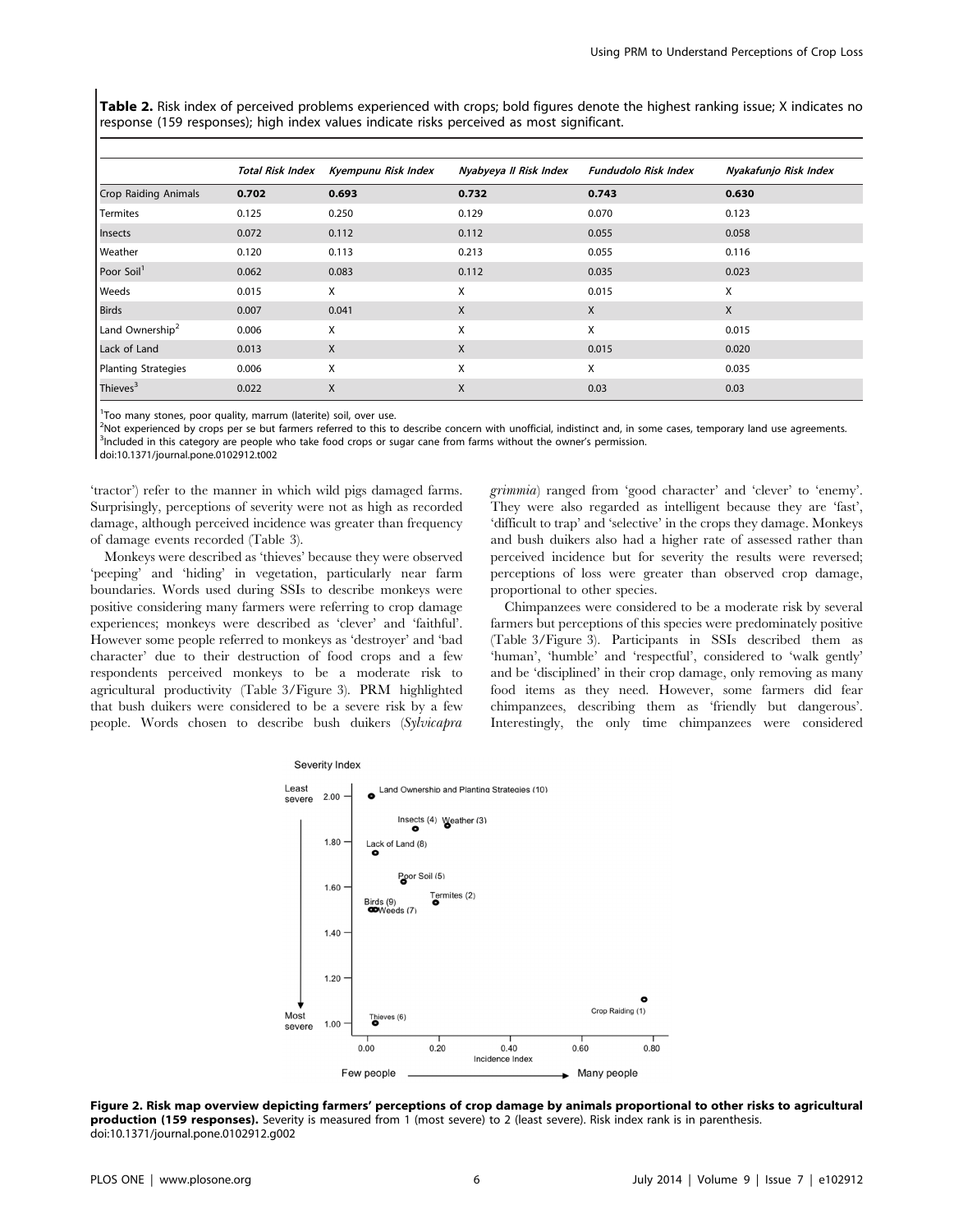**Table 2.** Risk index of perceived problems experienced with crops; bold figures denote the highest ranking issue; X indicates no response (159 responses); high index values indicate risks perceived as most significant.

| | *Total Risk Index* | *Kyempunu Risk Index* | *Nyabyeya II Risk Index* | *Fundudolo Risk Index* | *Nyakafunjo Risk Index* |
|---|---|---|---|---|---|
| Crop Raiding Animals | **0.702** | **0.693** | **0.732** | **0.743** | **0.630** |
| Termites | 0.125 | 0.250 | 0.129 | 0.070 | 0.123 |
| Insects | 0.072 | 0.112 | 0.112 | 0.055 | 0.058 |
| Weather | 0.120 | 0.113 | 0.213 | 0.055 | 0.116 |
| Poor Soil[1] | 0.062 | 0.083 | 0.112 | 0.035 | 0.023 |
| Weeds | 0.015 | X | X | 0.015 | X |
| Birds | 0.007 | 0.041 | X | X | X |
| Land Ownership[2] | 0.006 | X | X | X | 0.015 |
| Lack of Land | 0.013 | X | X | 0.015 | 0.020 |
| Planting Strategies | 0.006 | X | X | X | 0.035 |
| Thieves[3] | 0.022 | X | X | 0.03 | 0.03 |

[1]Too many stones, poor quality, marrum (laterite) soil, over use.
[2]Not experienced by crops per se but farmers referred to this to describe concern with unofficial, indistinct and, in some cases, temporary land use agreements.
[3]Included in this category are people who take food crops or sugar cane from farms without the owner's permission.
doi:10.1371/journal.pone.0102912.t002

'tractor') refer to the manner in which wild pigs damaged farms. Surprisingly, perceptions of severity were not as high as recorded damage, although perceived incidence was greater than frequency of damage events recorded (Table 3).

Monkeys were described as 'thieves' because they were observed 'peeping' and 'hiding' in vegetation, particularly near farm boundaries. Words used during SSIs to describe monkeys were positive considering many farmers were referring to crop damage experiences; monkeys were described as 'clever' and 'faithful'. However some people referred to monkeys as 'destroyer' and 'bad character' due to their destruction of food crops and a few respondents perceived monkeys to be a moderate risk to agricultural productivity (Table 3/Figure 3). PRM highlighted that bush duikers were considered to be a severe risk by a few people. Words chosen to describe bush duikers (*Sylvicapra grimmia*) ranged from 'good character' and 'clever' to 'enemy'. They were also regarded as intelligent because they are 'fast', 'difficult to trap' and 'selective' in the crops they damage. Monkeys and bush duikers also had a higher rate of assessed rather than perceived incidence but for severity the results were reversed; perceptions of loss were greater than observed crop damage, proportional to other species.

Chimpanzees were considered to be a moderate risk by several farmers but perceptions of this species were predominately positive (Table 3/Figure 3). Participants in SSIs described them as 'human', 'humble' and 'respectful', considered to 'walk gently' and be 'disciplined' in their crop damage, only removing as many food items as they need. However, some farmers did fear chimpanzees, describing them as 'friendly but dangerous'. Interestingly, the only time chimpanzees were considered

**Figure 2. Risk map overview depicting farmers' perceptions of crop damage by animals proportional to other risks to agricultural production (159 responses).** Severity is measured from 1 (most severe) to 2 (least severe). Risk index rank is in parenthesis.
doi:10.1371/journal.pone.0102912.g002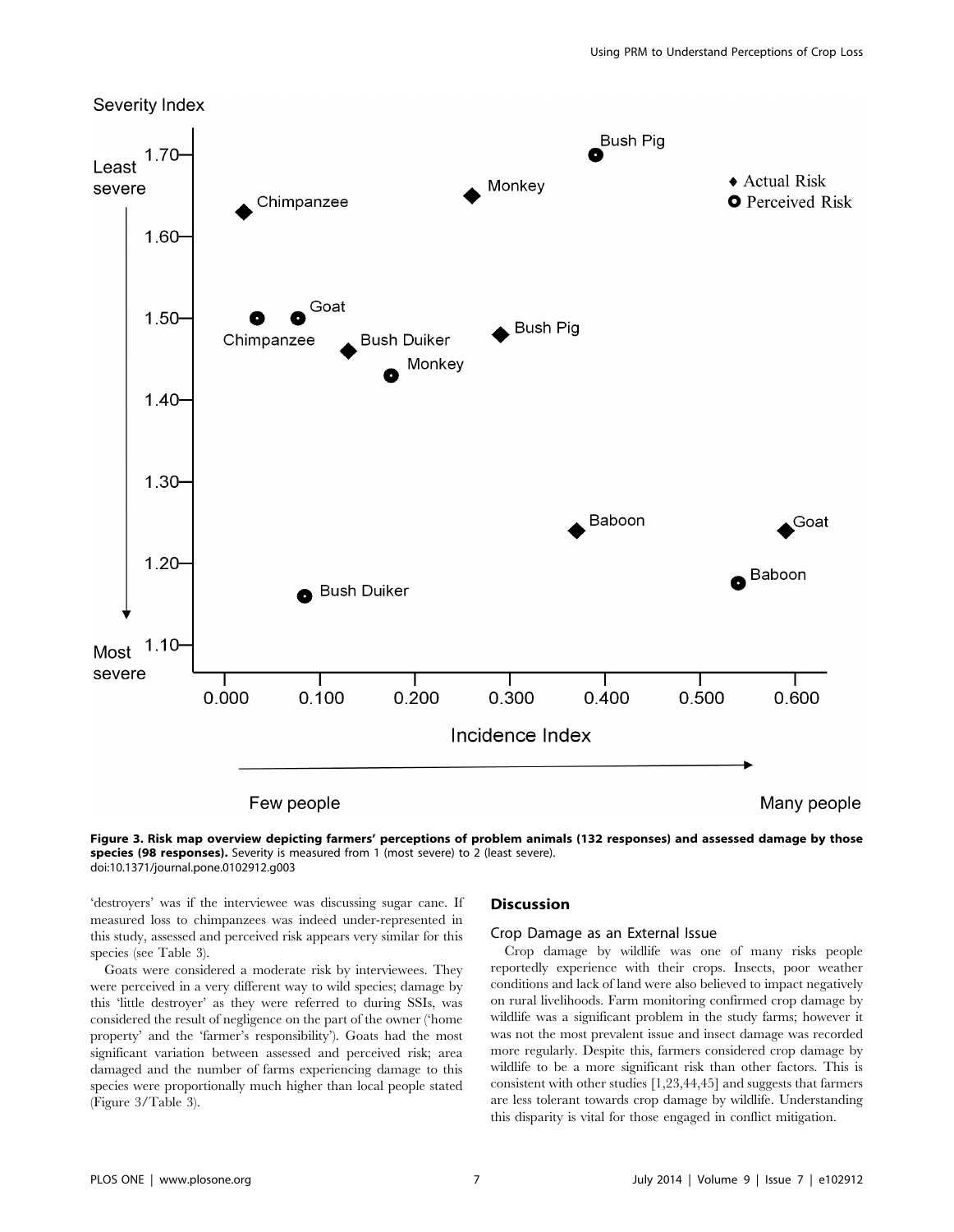**Figure 3. Risk map overview depicting farmers' perceptions of problem animals (132 responses) and assessed damage by those species (98 responses).** Severity is measured from 1 (most severe) to 2 (least severe).
doi:10.1371/journal.pone.0102912.g003

'destroyers' was if the interviewee was discussing sugar cane. If measured loss to chimpanzees was indeed under-represented in this study, assessed and perceived risk appears very similar for this species (see Table 3).

Goats were considered a moderate risk by interviewees. They were perceived in a very different way to wild species; damage by this 'little destroyer' as they were referred to during SSIs, was considered the result of negligence on the part of the owner ('home property' and the 'farmer's responsibility'). Goats had the most significant variation between assessed and perceived risk; area damaged and the number of farms experiencing damage to this species were proportionally much higher than local people stated (Figure 3/Table 3).

## Discussion

### Crop Damage as an External Issue

Crop damage by wildlife was one of many risks people reportedly experience with their crops. Insects, poor weather conditions and lack of land were also believed to impact negatively on rural livelihoods. Farm monitoring confirmed crop damage by wildlife was a significant problem in the study farms; however it was not the most prevalent issue and insect damage was recorded more regularly. Despite this, farmers considered crop damage by wildlife to be a more significant risk than other factors. This is consistent with other studies [1,23,44,45] and suggests that farmers are less tolerant towards crop damage by wildlife. Understanding this disparity is vital for those engaged in conflict mitigation.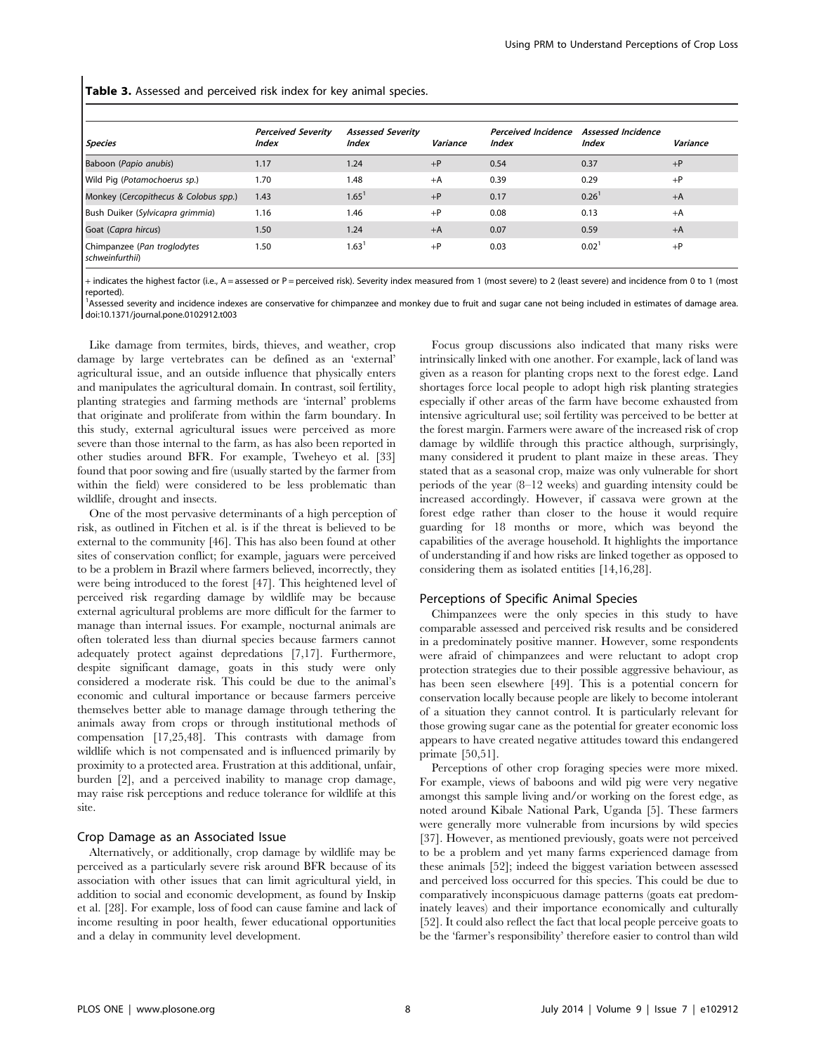**Table 3.** Assessed and perceived risk index for key animal species.

| Species | Perceived Severity Index | Assessed Severity Index | Variance | Perceived Incidence Index | Assessed Incidence Index | Variance |
|---|---|---|---|---|---|---|
| Baboon (*Papio anubis*) | 1.17 | 1.24 | +P | 0.54 | 0.37 | +P |
| Wild Pig (*Potamochoerus sp.*) | 1.70 | 1.48 | +A | 0.39 | 0.29 | +P |
| Monkey (*Cercopithecus & Colobus spp.*) | 1.43 | 1.65[1] | +P | 0.17 | 0.26[1] | +A |
| Bush Duiker (*Sylvicapra grimmia*) | 1.16 | 1.46 | +P | 0.08 | 0.13 | +A |
| Goat (*Capra hircus*) | 1.50 | 1.24 | +A | 0.07 | 0.59 | +A |
| Chimpanzee (*Pan troglodytes schweinfurthii*) | 1.50 | 1.63[1] | +P | 0.03 | 0.02[1] | +P |

+ indicates the highest factor (i.e., A = assessed or P = perceived risk). Severity index measured from 1 (most severe) to 2 (least severe) and incidence from 0 to 1 (most reported).
[1]Assessed severity and incidence indexes are conservative for chimpanzee and monkey due to fruit and sugar cane not being included in estimates of damage area.
doi:10.1371/journal.pone.0102912.t003

Like damage from termites, birds, thieves, and weather, crop damage by large vertebrates can be defined as an 'external' agricultural issue, and an outside influence that physically enters and manipulates the agricultural domain. In contrast, soil fertility, planting strategies and farming methods are 'internal' problems that originate and proliferate from within the farm boundary. In this study, external agricultural issues were perceived as more severe than those internal to the farm, as has also been reported in other studies around BFR. For example, Tweheyo et al. [33] found that poor sowing and fire (usually started by the farmer from within the field) were considered to be less problematic than wildlife, drought and insects.

One of the most pervasive determinants of a high perception of risk, as outlined in Fitchen et al. is if the threat is believed to be external to the community [46]. This has also been found at other sites of conservation conflict; for example, jaguars were perceived to be a problem in Brazil where farmers believed, incorrectly, they were being introduced to the forest [47]. This heightened level of perceived risk regarding damage by wildlife may be because external agricultural problems are more difficult for the farmer to manage than internal issues. For example, nocturnal animals are often tolerated less than diurnal species because farmers cannot adequately protect against depredations [7,17]. Furthermore, despite significant damage, goats in this study were only considered a moderate risk. This could be due to the animal's economic and cultural importance or because farmers perceive themselves better able to manage damage through tethering the animals away from crops or through institutional methods of compensation [17,25,48]. This contrasts with damage from wildlife which is not compensated and is influenced primarily by proximity to a protected area. Frustration at this additional, unfair, burden [2], and a perceived inability to manage crop damage, may raise risk perceptions and reduce tolerance for wildlife at this site.

### Crop Damage as an Associated Issue

Alternatively, or additionally, crop damage by wildlife may be perceived as a particularly severe risk around BFR because of its association with other issues that can limit agricultural yield, in addition to social and economic development, as found by Inskip et al. [28]. For example, loss of food can cause famine and lack of income resulting in poor health, fewer educational opportunities and a delay in community level development.

Focus group discussions also indicated that many risks were intrinsically linked with one another. For example, lack of land was given as a reason for planting crops next to the forest edge. Land shortages force local people to adopt high risk planting strategies especially if other areas of the farm have become exhausted from intensive agricultural use; soil fertility was perceived to be better at the forest margin. Farmers were aware of the increased risk of crop damage by wildlife through this practice although, surprisingly, many considered it prudent to plant maize in these areas. They stated that as a seasonal crop, maize was only vulnerable for short periods of the year (8–12 weeks) and guarding intensity could be increased accordingly. However, if cassava were grown at the forest edge rather than closer to the house it would require guarding for 18 months or more, which was beyond the capabilities of the average household. It highlights the importance of understanding if and how risks are linked together as opposed to considering them as isolated entities [14,16,28].

### Perceptions of Specific Animal Species

Chimpanzees were the only species in this study to have comparable assessed and perceived risk results and be considered in a predominately positive manner. However, some respondents were afraid of chimpanzees and were reluctant to adopt crop protection strategies due to their possible aggressive behaviour, as has been seen elsewhere [49]. This is a potential concern for conservation locally because people are likely to become intolerant of a situation they cannot control. It is particularly relevant for those growing sugar cane as the potential for greater economic loss appears to have created negative attitudes toward this endangered primate [50,51].

Perceptions of other crop foraging species were more mixed. For example, views of baboons and wild pig were very negative amongst this sample living and/or working on the forest edge, as noted around Kibale National Park, Uganda [5]. These farmers were generally more vulnerable from incursions by wild species [37]. However, as mentioned previously, goats were not perceived to be a problem and yet many farms experienced damage from these animals [52]; indeed the biggest variation between assessed and perceived loss occurred for this species. This could be due to comparatively inconspicuous damage patterns (goats eat predominately leaves) and their importance economically and culturally [52]. It could also reflect the fact that local people perceive goats to be the 'farmer's responsibility' therefore easier to control than wild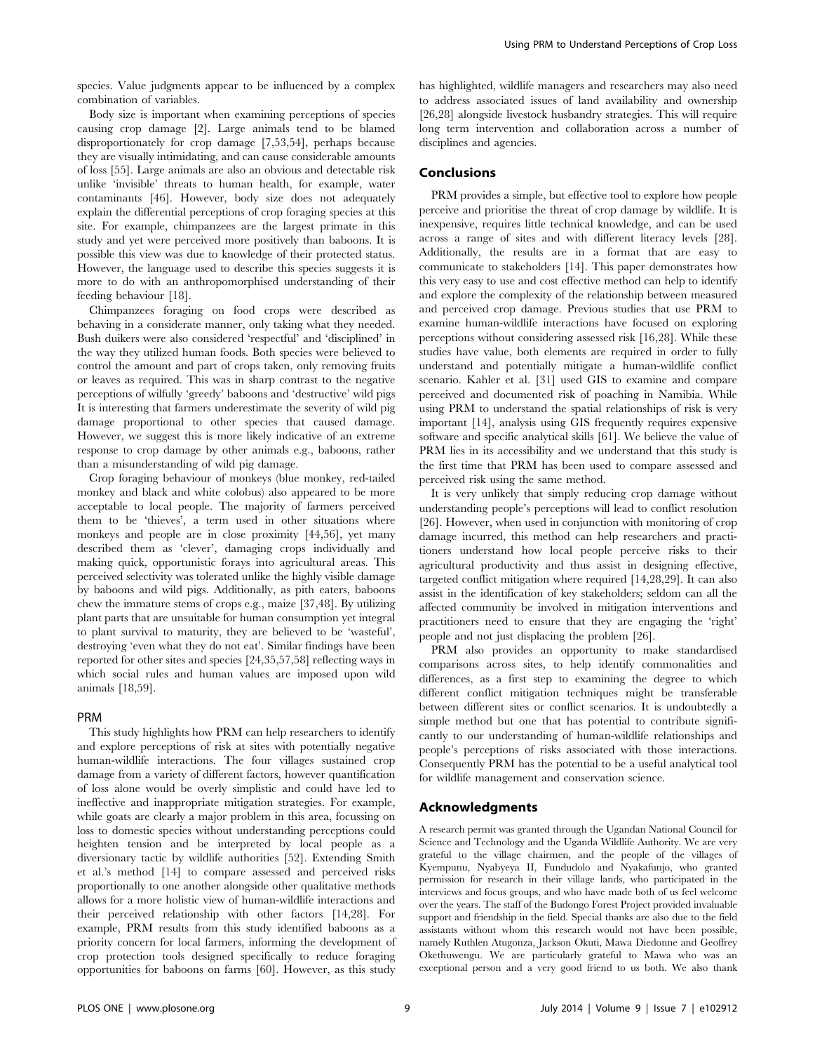species. Value judgments appear to be influenced by a complex combination of variables.

Body size is important when examining perceptions of species causing crop damage [2]. Large animals tend to be blamed disproportionately for crop damage [7,53,54], perhaps because they are visually intimidating, and can cause considerable amounts of loss [55]. Large animals are also an obvious and detectable risk unlike 'invisible' threats to human health, for example, water contaminants [46]. However, body size does not adequately explain the differential perceptions of crop foraging species at this site. For example, chimpanzees are the largest primate in this study and yet were perceived more positively than baboons. It is possible this view was due to knowledge of their protected status. However, the language used to describe this species suggests it is more to do with an anthropomorphised understanding of their feeding behaviour [18].

Chimpanzees foraging on food crops were described as behaving in a considerate manner, only taking what they needed. Bush duikers were also considered 'respectful' and 'disciplined' in the way they utilized human foods. Both species were believed to control the amount and part of crops taken, only removing fruits or leaves as required. This was in sharp contrast to the negative perceptions of wilfully 'greedy' baboons and 'destructive' wild pigs It is interesting that farmers underestimate the severity of wild pig damage proportional to other species that caused damage. However, we suggest this is more likely indicative of an extreme response to crop damage by other animals e.g., baboons, rather than a misunderstanding of wild pig damage.

Crop foraging behaviour of monkeys (blue monkey, red-tailed monkey and black and white colobus) also appeared to be more acceptable to local people. The majority of farmers perceived them to be 'thieves', a term used in other situations where monkeys and people are in close proximity [44,56], yet many described them as 'clever', damaging crops individually and making quick, opportunistic forays into agricultural areas. This perceived selectivity was tolerated unlike the highly visible damage by baboons and wild pigs. Additionally, as pith eaters, baboons chew the immature stems of crops e.g., maize [37,48]. By utilizing plant parts that are unsuitable for human consumption yet integral to plant survival to maturity, they are believed to be 'wasteful', destroying 'even what they do not eat'. Similar findings have been reported for other sites and species [24,35,57,58] reflecting ways in which social rules and human values are imposed upon wild animals [18,59].

### PRM

This study highlights how PRM can help researchers to identify and explore perceptions of risk at sites with potentially negative human-wildlife interactions. The four villages sustained crop damage from a variety of different factors, however quantification of loss alone would be overly simplistic and could have led to ineffective and inappropriate mitigation strategies. For example, while goats are clearly a major problem in this area, focussing on loss to domestic species without understanding perceptions could heighten tension and be interpreted by local people as a diversionary tactic by wildlife authorities [52]. Extending Smith et al.'s method [14] to compare assessed and perceived risks proportionally to one another alongside other qualitative methods allows for a more holistic view of human-wildlife interactions and their perceived relationship with other factors [14,28]. For example, PRM results from this study identified baboons as a priority concern for local farmers, informing the development of crop protection tools designed specifically to reduce foraging opportunities for baboons on farms [60]. However, as this study has highlighted, wildlife managers and researchers may also need to address associated issues of land availability and ownership [26,28] alongside livestock husbandry strategies. This will require long term intervention and collaboration across a number of disciplines and agencies.

## Conclusions

PRM provides a simple, but effective tool to explore how people perceive and prioritise the threat of crop damage by wildlife. It is inexpensive, requires little technical knowledge, and can be used across a range of sites and with different literacy levels [28]. Additionally, the results are in a format that are easy to communicate to stakeholders [14]. This paper demonstrates how this very easy to use and cost effective method can help to identify and explore the complexity of the relationship between measured and perceived crop damage. Previous studies that use PRM to examine human-wildlife interactions have focused on exploring perceptions without considering assessed risk [16,28]. While these studies have value, both elements are required in order to fully understand and potentially mitigate a human-wildlife conflict scenario. Kahler et al. [31] used GIS to examine and compare perceived and documented risk of poaching in Namibia. While using PRM to understand the spatial relationships of risk is very important [14], analysis using GIS frequently requires expensive software and specific analytical skills [61]. We believe the value of PRM lies in its accessibility and we understand that this study is the first time that PRM has been used to compare assessed and perceived risk using the same method.

It is very unlikely that simply reducing crop damage without understanding people's perceptions will lead to conflict resolution [26]. However, when used in conjunction with monitoring of crop damage incurred, this method can help researchers and practitioners understand how local people perceive risks to their agricultural productivity and thus assist in designing effective, targeted conflict mitigation where required [14,28,29]. It can also assist in the identification of key stakeholders; seldom can all the affected community be involved in mitigation interventions and practitioners need to ensure that they are engaging the 'right' people and not just displacing the problem [26].

PRM also provides an opportunity to make standardised comparisons across sites, to help identify commonalities and differences, as a first step to examining the degree to which different conflict mitigation techniques might be transferable between different sites or conflict scenarios. It is undoubtedly a simple method but one that has potential to contribute significantly to our understanding of human-wildlife relationships and people's perceptions of risks associated with those interactions. Consequently PRM has the potential to be a useful analytical tool for wildlife management and conservation science.

## Acknowledgments

A research permit was granted through the Ugandan National Council for Science and Technology and the Uganda Wildlife Authority. We are very grateful to the village chairmen, and the people of the villages of Kyempunu, Nyabyeya II, Fundudolo and Nyakafunjo, who granted permission for research in their village lands, who participated in the interviews and focus groups, and who have made both of us feel welcome over the years. The staff of the Budongo Forest Project provided invaluable support and friendship in the field. Special thanks are also due to the field assistants without whom this research would not have been possible, namely Ruthlen Atugonza, Jackson Okuti, Mawa Diedonne and Geoffrey Okethuwengu. We are particularly grateful to Mawa who was an exceptional person and a very good friend to us both. We also thank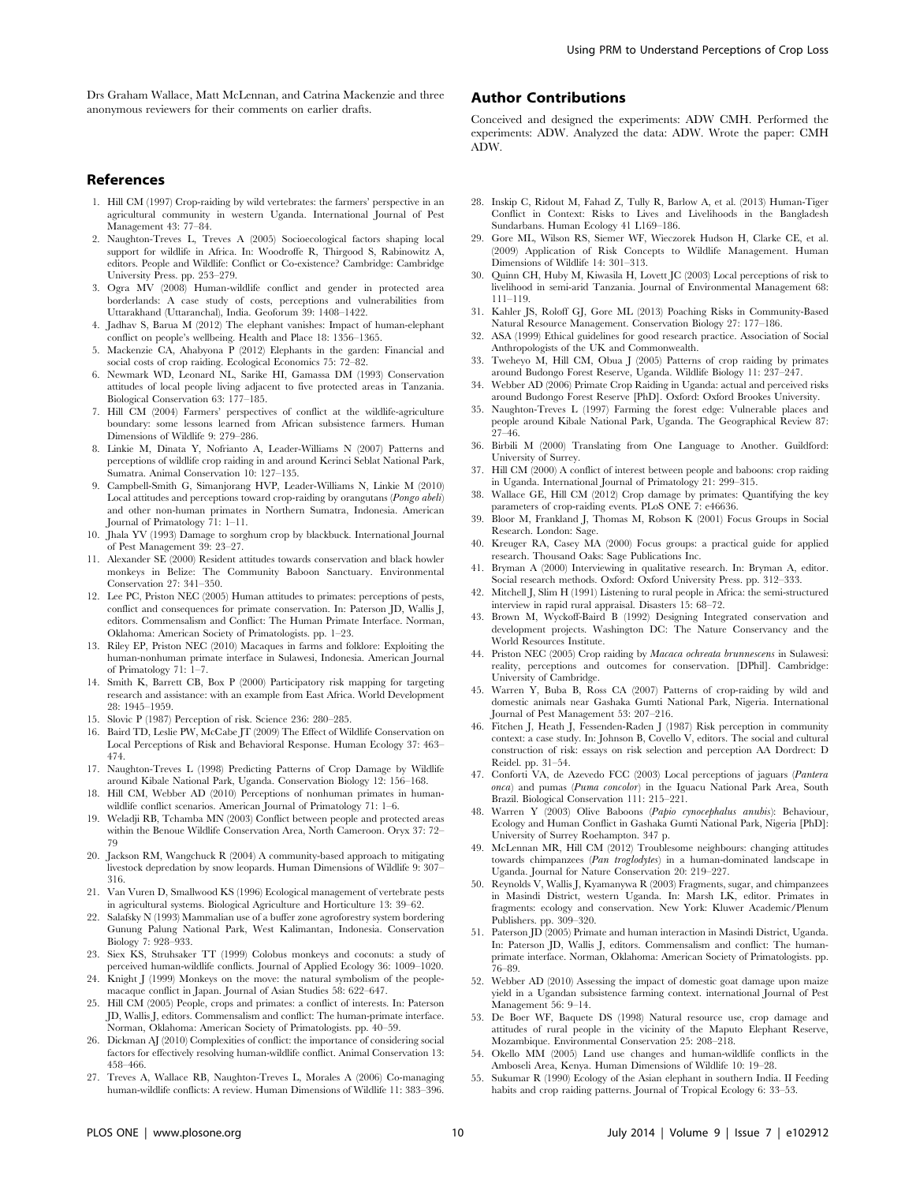Drs Graham Wallace, Matt McLennan, and Catrina Mackenzie and three anonymous reviewers for their comments on earlier drafts.

## Author Contributions

Conceived and designed the experiments: ADW CMH. Performed the experiments: ADW. Analyzed the data: ADW. Wrote the paper: CMH ADW.

## References

1. Hill CM (1997) Crop-raiding by wild vertebrates: the farmers' perspective in an agricultural community in western Uganda. International Journal of Pest Management 43: 77–84.
2. Naughton-Treves L, Treves A (2005) Socioecological factors shaping local support for wildlife in Africa. In: Woodroffe R, Thirgood S, Rabinowitz A, editors. People and Wildlife: Conflict or Co-existence? Cambridge: Cambridge University Press. pp. 253–279.
3. Ogra MV (2008) Human-wildlife conflict and gender in protected area borderlands: A case study of costs, perceptions and vulnerabilities from Uttarakhand (Uttaranchal), India. Geoforum 39: 1408–1422.
4. Jadhav S, Barua M (2012) The elephant vanishes: Impact of human-elephant conflict on people's wellbeing. Health and Place 18: 1356–1365.
5. Mackenzie CA, Ahabyona P (2012) Elephants in the garden: Financial and social costs of crop raiding. Ecological Economics 75: 72–82.
6. Newmark WD, Leonard NL, Sarike HI, Gamassa DM (1993) Conservation attitudes of local people living adjacent to five protected areas in Tanzania. Biological Conservation 63: 177–185.
7. Hill CM (2004) Farmers' perspectives of conflict at the wildlife-agriculture boundary: some lessons learned from African subsistence farmers. Human Dimensions of Wildlife 9: 279–286.
8. Linkie M, Dinata Y, Nofrianto A, Leader-Williams N (2007) Patterns and perceptions of wildlife crop raiding in and around Kerinci Seblat National Park, Sumatra. Animal Conservation 10: 127–135.
9. Campbell-Smith G, Simanjorang HVP, Leader-Williams N, Linkie M (2010) Local attitudes and perceptions toward crop-raiding by orangutans (*Pongo abeli*) and other non-human primates in Northern Sumatra, Indonesia. American Journal of Primatology 71: 1–11.
10. Jhala YV (1993) Damage to sorghum crop by blackbuck. International Journal of Pest Management 39: 23–27.
11. Alexander SE (2000) Resident attitudes towards conservation and black howler monkeys in Belize: The Community Baboon Sanctuary. Environmental Conservation 27: 341–350.
12. Lee PC, Priston NEC (2005) Human attitudes to primates: perceptions of pests, conflict and consequences for primate conservation. In: Paterson JD, Wallis J, editors. Commensalism and Conflict: The Human Primate Interface. Norman, Oklahoma: American Society of Primatologists. pp. 1–23.
13. Riley EP, Priston NEC (2010) Macaques in farms and folklore: Exploiting the human-nonhuman primate interface in Sulawesi, Indonesia. American Journal of Primatology 71: 1–7.
14. Smith K, Barrett CB, Box P (2000) Participatory risk mapping for targeting research and assistance: with an example from East Africa. World Development 28: 1945–1959.
15. Slovic P (1987) Perception of risk. Science 236: 280–285.
16. Baird TD, Leslie PW, McCabe JT (2009) The Effect of Wildlife Conservation on Local Perceptions of Risk and Behavioral Response. Human Ecology 37: 463–474.
17. Naughton-Treves L (1998) Predicting Patterns of Crop Damage by Wildlife around Kibale National Park, Uganda. Conservation Biology 12: 156–168.
18. Hill CM, Webber AD (2010) Perceptions of nonhuman primates in human-wildlife conflict scenarios. American Journal of Primatology 71: 1–6.
19. Weladji RB, Tchamba MN (2003) Conflict between people and protected areas within the Benoue Wildlife Conservation Area, North Cameroon. Oryx 37: 72–79
20. Jackson RM, Wangchuck R (2004) A community-based approach to mitigating livestock depredation by snow leopards. Human Dimensions of Wildlife 9: 307–316.
21. Van Vuren D, Smallwood KS (1996) Ecological management of vertebrate pests in agricultural systems. Biological Agriculture and Horticulture 13: 39–62.
22. Salafsky N (1993) Mammalian use of a buffer zone agroforestry system bordering Gunung Palung National Park, West Kalimantan, Indonesia. Conservation Biology 7: 928–933.
23. Siex KS, Struhsaker TT (1999) Colobus monkeys and coconuts: a study of perceived human-wildlife conflicts. Journal of Applied Ecology 36: 1009–1020.
24. Knight J (1999) Monkeys on the move: the natural symbolism of the people-macaque conflict in Japan. Journal of Asian Studies 58: 622–647.
25. Hill CM (2005) People, crops and primates: a conflict of interests. In: Paterson JD, Wallis J, editors. Commensalism and conflict: The human-primate interface. Norman, Oklahoma: American Society of Primatologists. pp. 40–59.
26. Dickman AJ (2010) Complexities of conflict: the importance of considering social factors for effectively resolving human-wildlife conflict. Animal Conservation 13: 458–466.
27. Treves A, Wallace RB, Naughton-Treves L, Morales A (2006) Co-managing human-wildlife conflicts: A review. Human Dimensions of Wildlife 11: 383–396.
28. Inskip C, Ridout M, Fahad Z, Tully R, Barlow A, et al. (2013) Human-Tiger Conflict in Context: Risks to Lives and Livelihoods in the Bangladesh Sundarbans. Human Ecology 41 L169–186.
29. Gore ML, Wilson RS, Siemer WF, Wieczorek Hudson H, Clarke CE, et al. (2009) Application of Risk Concepts to Wildlife Management. Human Dimensions of Wildlife 14: 301–313.
30. Quinn CH, Huby M, Kiwasila H, Lovett JC (2003) Local perceptions of risk to livelihood in semi-arid Tanzania. Journal of Environmental Management 68: 111–119.
31. Kahler JS, Roloff GJ, Gore ML (2013) Poaching Risks in Community-Based Natural Resource Management. Conservation Biology 27: 177–186.
32. ASA (1999) Ethical guidelines for good research practice. Association of Social Anthropologists of the UK and Commonwealth.
33. Tweheyo M, Hill CM, Obua J (2005) Patterns of crop raiding by primates around Budongo Forest Reserve, Uganda. Wildlife Biology 11: 237–247.
34. Webber AD (2006) Primate Crop Raiding in Uganda: actual and perceived risks around Budongo Forest Reserve [PhD]. Oxford: Oxford Brookes University.
35. Naughton-Treves L (1997) Farming the forest edge: Vulnerable places and people around Kibale National Park, Uganda. The Geographical Review 87: 27–46.
36. Birbili M (2000) Translating from One Language to Another. Guildford: University of Surrey.
37. Hill CM (2000) A conflict of interest between people and baboons: crop raiding in Uganda. International Journal of Primatology 21: 299–315.
38. Wallace GE, Hill CM (2012) Crop damage by primates: Quantifying the key parameters of crop-raiding events. PLoS ONE 7: e46636.
39. Bloor M, Frankland J, Thomas M, Robson K (2001) Focus Groups in Social Research. London: Sage.
40. Kreuger RA, Casey MA (2000) Focus groups: a practical guide for applied research. Thousand Oaks: Sage Publications Inc.
41. Bryman A (2000) Interviewing in qualitative research. In: Bryman A, editor. Social research methods. Oxford: Oxford University Press. pp. 312–333.
42. Mitchell J, Slim H (1991) Listening to rural people in Africa: the semi-structured interview in rapid rural appraisal. Disasters 15: 68–72.
43. Brown M, Wyckoff-Baird B (1992) Designing Integrated conservation and development projects. Washington DC: The Nature Conservancy and the World Resources Institute.
44. Priston NEC (2005) Crop raiding by *Macaca ochreata brunnescens* in Sulawesi: reality, perceptions and outcomes for conservation. [DPhil]. Cambridge: University of Cambridge.
45. Warren Y, Buba B, Ross CA (2007) Patterns of crop-raiding by wild and domestic animals near Gashaka Gumti National Park, Nigeria. International Journal of Pest Management 53: 207–216.
46. Fitchen J, Heath J, Fessenden-Raden J (1987) Risk perception in community context: a case study. In: Johnson B, Covello V, editors. The social and cultural construction of risk: essays on risk selection and perception AA Dordrect: D Reidel. pp. 31–54.
47. Conforti VA, de Azevedo FCC (2003) Local perceptions of jaguars (*Pantera onca*) and pumas (*Puma concolor*) in the Iguacu National Park Area, South Brazil. Biological Conservation 111: 215–221.
48. Warren Y (2003) Olive Baboons (*Papio cynocephalus anubis*): Behaviour, Ecology and Human Conflict in Gashaka Gumti National Park, Nigeria [PhD]: University of Surrey Roehampton. 347 p.
49. McLennan MR, Hill CM (2012) Troublesome neighbours: changing attitudes towards chimpanzees (*Pan troglodytes*) in a human-dominated landscape in Uganda. Journal for Nature Conservation 20: 219–227.
50. Reynolds V, Wallis J, Kyamanywa R (2003) Fragments, sugar, and chimpanzees in Masindi District, western Uganda. In: Marsh LK, editor. Primates in fragments: ecology and conservation. New York: Kluwer Academic/Plenum Publishers. pp. 309–320.
51. Paterson JD (2005) Primate and human interaction in Masindi District, Uganda. In: Paterson JD, Wallis J, editors. Commensalism and conflict: The human-primate interface. Norman, Oklahoma: American Society of Primatologists. pp. 76–89.
52. Webber AD (2010) Assessing the impact of domestic goat damage upon maize yield in a Ugandan subsistence farming context. international Journal of Pest Management 56: 9–14.
53. De Boer WF, Baquete DS (1998) Natural resource use, crop damage and attitudes of rural people in the vicinity of the Maputo Elephant Reserve, Mozambique. Environmental Conservation 25: 208–218.
54. Okello MM (2005) Land use changes and human-wildlife conflicts in the Amboseli Area, Kenya. Human Dimensions of Wildlife 10: 19–28.
55. Sukumar R (1990) Ecology of the Asian elephant in southern India. II Feeding habits and crop raiding patterns. Journal of Tropical Ecology 6: 33–53.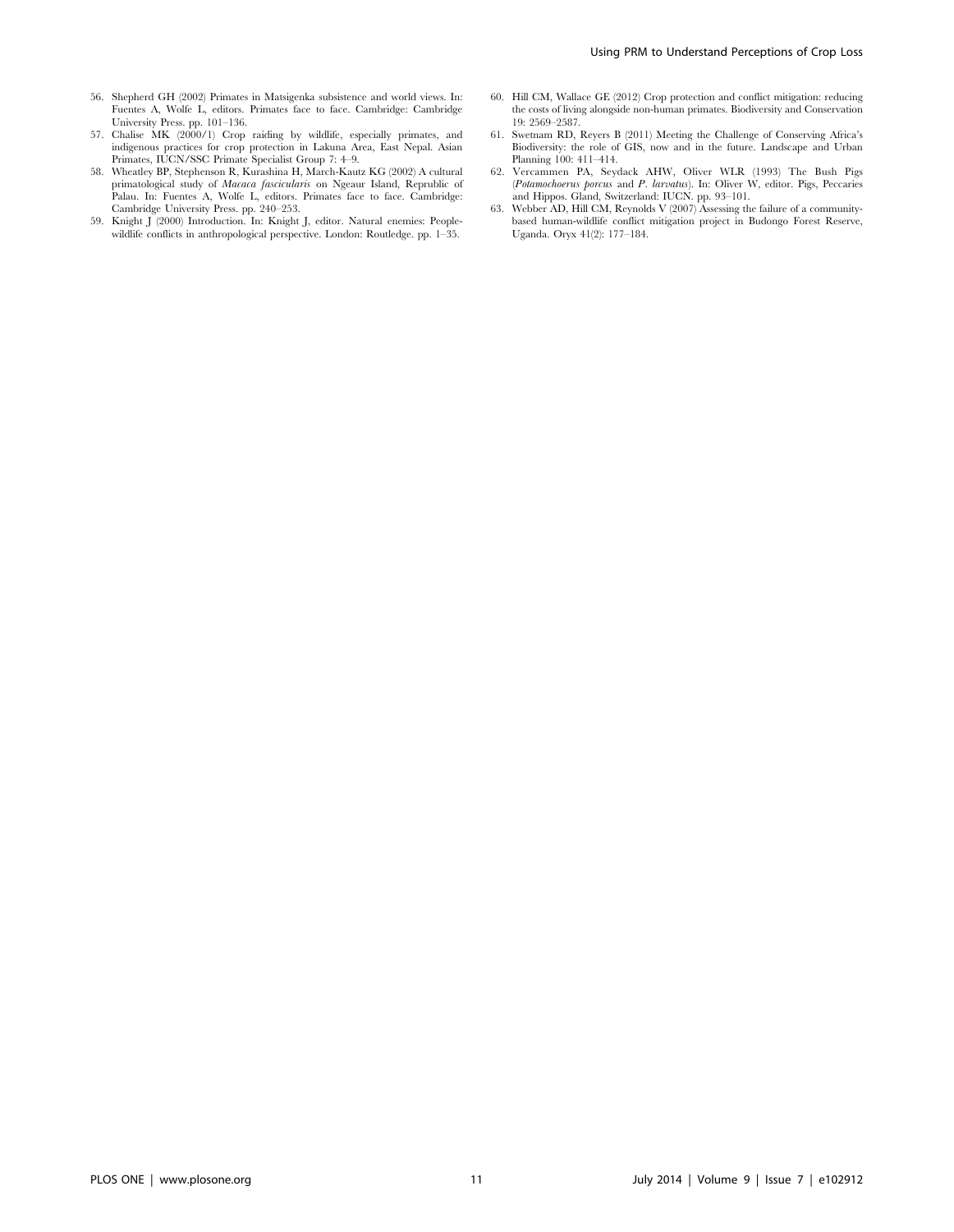56. Shepherd GH (2002) Primates in Matsigenka subsistence and world views. In: Fuentes A, Wolfe L, editors. Primates face to face. Cambridge: Cambridge University Press. pp. 101–136.
57. Chalise MK (2000/1) Crop raiding by wildlife, especially primates, and indigenous practices for crop protection in Lakuna Area, East Nepal. Asian Primates, IUCN/SSC Primate Specialist Group 7: 4–9.
58. Wheatley BP, Stephenson R, Kurashina H, March-Kautz KG (2002) A cultural primatological study of *Macaca fascicularis* on Ngeaur Island, Reprublic of Palau. In: Fuentes A, Wolfe L, editors. Primates face to face. Cambridge: Cambridge University Press. pp. 240–253.
59. Knight J (2000) Introduction. In: Knight J, editor. Natural enemies: People-wildlife conflicts in anthropological perspective. London: Routledge. pp. 1–35.
60. Hill CM, Wallace GE (2012) Crop protection and conflict mitigation: reducing the costs of living alongside non-human primates. Biodiversity and Conservation 19: 2569–2587.
61. Swetnam RD, Reyers B (2011) Meeting the Challenge of Conserving Africa's Biodiversity: the role of GIS, now and in the future. Landscape and Urban Planning 100: 411–414.
62. Vercammen PA, Seydack AHW, Oliver WLR (1993) The Bush Pigs (*Potamochoerus porcus* and *P. larvatus*). In: Oliver W, editor. Pigs, Peccaries and Hippos. Gland, Switzerland: IUCN. pp. 93–101.
63. Webber AD, Hill CM, Reynolds V (2007) Assessing the failure of a community-based human-wildlife conflict mitigation project in Budongo Forest Reserve, Uganda. Oryx 41(2): 177–184.